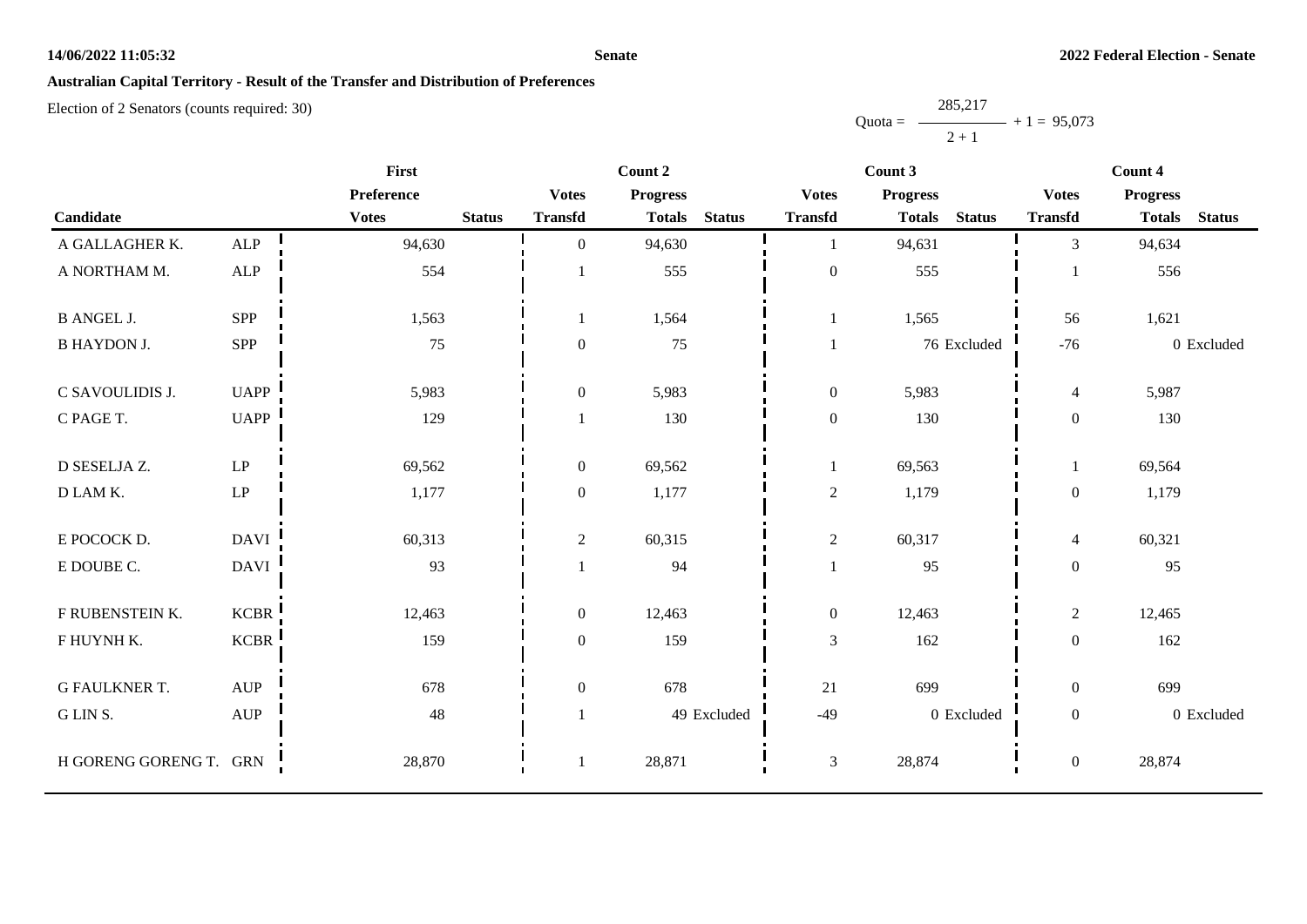**Australian Capital Territory - Result of the Transfer and Distribution of Preferences**

Election of 2 Senators (counts required: 30)

$$\text{Quota} = \frac{285{,}217}{2 + 1} + 1 = 95{,}073$$

| Candidate | | First Preference | | Count 2 | | | Count 3 | | | Count 4 | | |
|---|---|---|---|---|---|---|---|---|---|---|---|---|
| | | Votes | Status | Votes Transfd | Progress Totals | Status | Votes Transfd | Progress Totals | Status | Votes Transfd | Progress Totals | Status |
| A GALLAGHER K. | ALP | 94,630 | | 0 | 94,630 | | 1 | 94,631 | | 3 | 94,634 | |
| A NORTHAM M. | ALP | 554 | | 1 | 555 | | 0 | 555 | | 1 | 556 | |
| B ANGEL J. | SPP | 1,563 | | 1 | 1,564 | | 1 | 1,565 | | 56 | 1,621 | |
| B HAYDON J. | SPP | 75 | | 0 | 75 | | 1 | 76 | Excluded | -76 | 0 | Excluded |
| C SAVOULIDIS J. | UAPP | 5,983 | | 0 | 5,983 | | 0 | 5,983 | | 4 | 5,987 | |
| C PAGE T. | UAPP | 129 | | 1 | 130 | | 0 | 130 | | 0 | 130 | |
| D SESELJA Z. | LP | 69,562 | | 0 | 69,562 | | 1 | 69,563 | | 1 | 69,564 | |
| D LAM K. | LP | 1,177 | | 0 | 1,177 | | 2 | 1,179 | | 0 | 1,179 | |
| E POCOCK D. | DAVI | 60,313 | | 2 | 60,315 | | 2 | 60,317 | | 4 | 60,321 | |
| E DOUBE C. | DAVI | 93 | | 1 | 94 | | 1 | 95 | | 0 | 95 | |
| F RUBENSTEIN K. | KCBR | 12,463 | | 0 | 12,463 | | 0 | 12,463 | | 2 | 12,465 | |
| F HUYNH K. | KCBR | 159 | | 0 | 159 | | 3 | 162 | | 0 | 162 | |
| G FAULKNER T. | AUP | 678 | | 0 | 678 | | 21 | 699 | | 0 | 699 | |
| G LIN S. | AUP | 48 | | 1 | 49 | Excluded | -49 | 0 | Excluded | 0 | 0 | Excluded |
| H GORENG GORENG T. | GRN | 28,870 | | 1 | 28,871 | | 3 | 28,874 | | 0 | 28,874 | |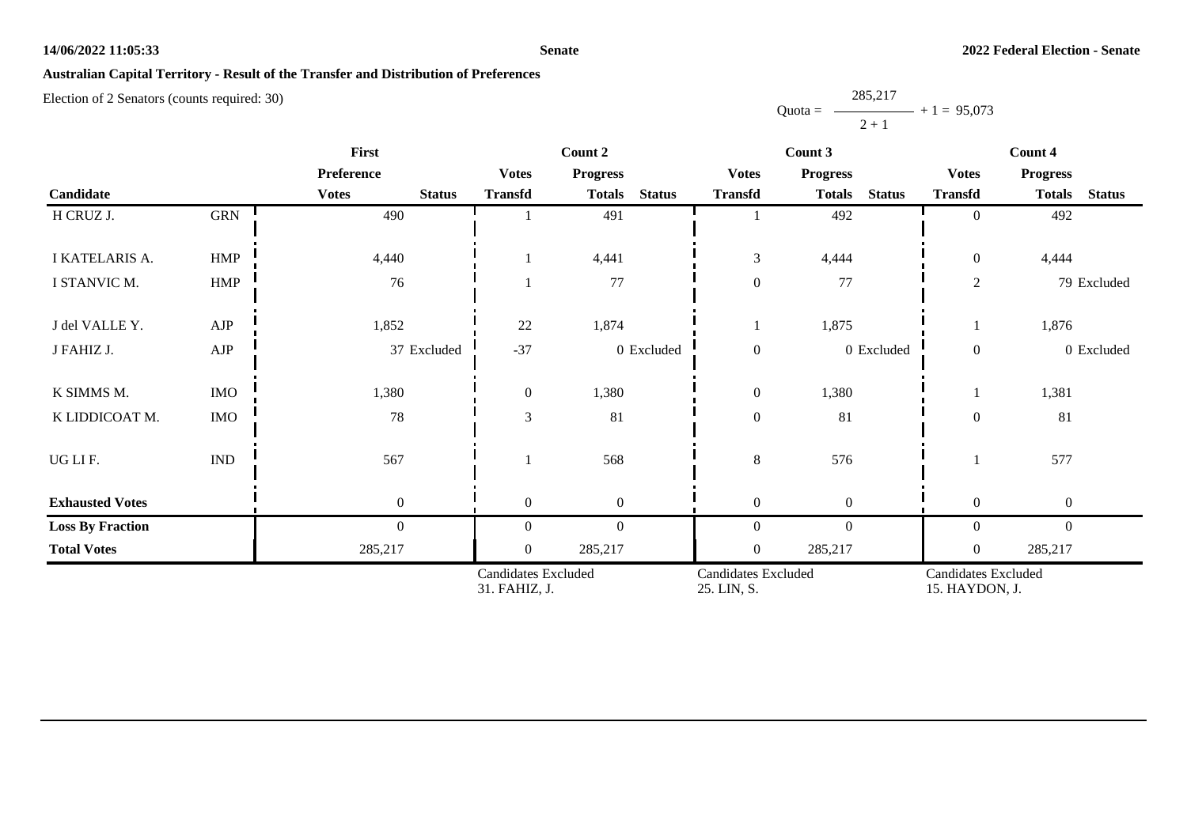**Australian Capital Territory - Result of the Transfer and Distribution of Preferences**

Election of 2 Senators (counts required: 30)

$$\text{Quota} = \frac{285{,}217}{2 + 1} + 1 = 95{,}073$$

| Candidate | | First Preference | | Count 2 | | | Count 3 | | | Count 4 | | |
|---|---|---|---|---|---|---|---|---|---|---|---|---|
| | | Votes | Status | Votes Transfd | Progress Totals | Status | Votes Transfd | Progress Totals | Status | Votes Transfd | Progress Totals | Status |
| H CRUZ J. | GRN | 490 | | 1 | 491 | | 1 | 492 | | 0 | 492 | |
| I KATELARIS A. | HMP | 4,440 | | 1 | 4,441 | | 3 | 4,444 | | 0 | 4,444 | |
| I STANVIC M. | HMP | 76 | | 1 | 77 | | 0 | 77 | | 2 | 79 | Excluded |
| J del VALLE Y. | AJP | 1,852 | | 22 | 1,874 | | 1 | 1,875 | | 1 | 1,876 | |
| J FAHIZ J. | AJP | 37 | Excluded | -37 | 0 | Excluded | 0 | 0 | Excluded | 0 | 0 | Excluded |
| K SIMMS M. | IMO | 1,380 | | 0 | 1,380 | | 0 | 1,380 | | 1 | 1,381 | |
| K LIDDICOAT M. | IMO | 78 | | 3 | 81 | | 0 | 81 | | 0 | 81 | |
| UG LI F. | IND | 567 | | 1 | 568 | | 8 | 576 | | 1 | 577 | |
| **Exhausted Votes** | | 0 | | 0 | 0 | | 0 | 0 | | 0 | 0 | |
| **Loss By Fraction** | | 0 | | 0 | 0 | | 0 | 0 | | 0 | 0 | |
| **Total Votes** | | 285,217 | | 0 | 285,217 | | 0 | 285,217 | | 0 | 285,217 | |
| | | | | Candidates Excluded 31. FAHIZ, J. | | | Candidates Excluded 25. LIN, S. | | | Candidates Excluded 15. HAYDON, J. | | |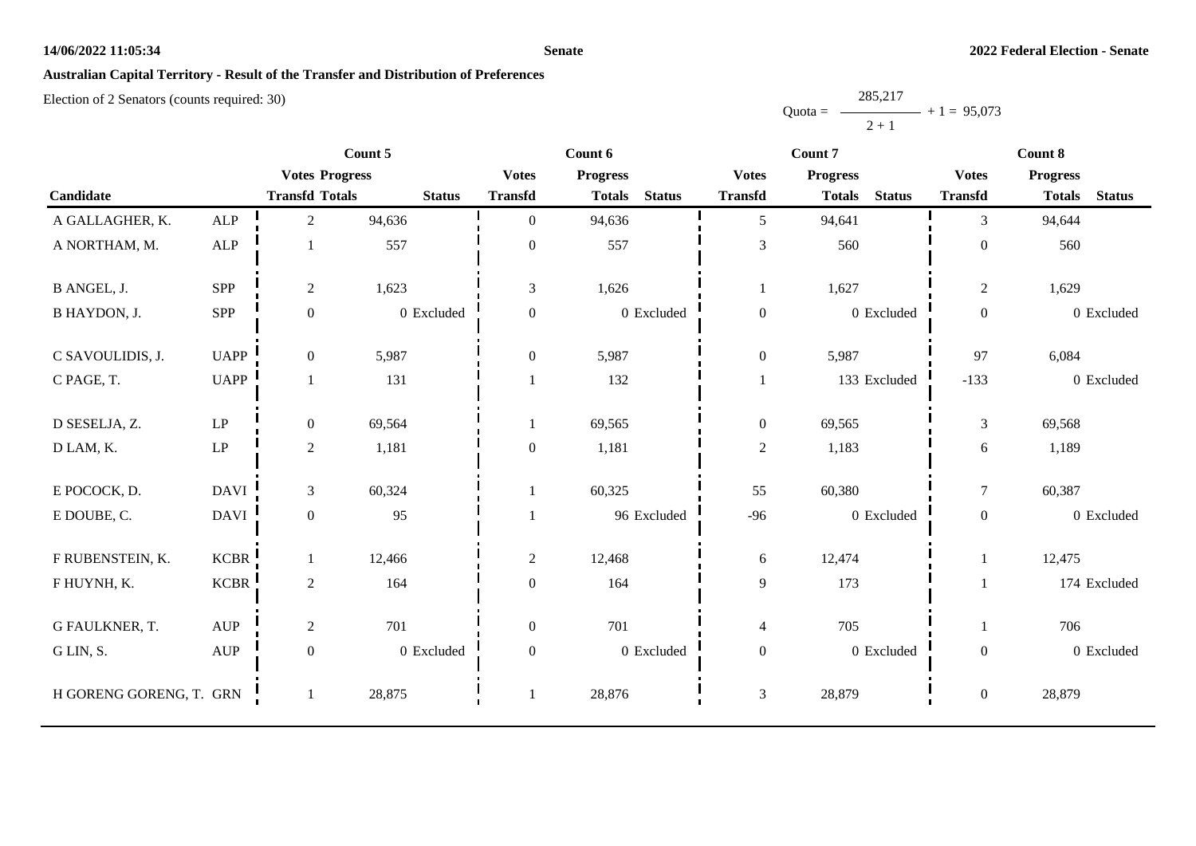**Australian Capital Territory - Result of the Transfer and Distribution of Preferences**

Election of 2 Senators (counts required: 30)

$$\text{Quota} = \frac{285{,}217}{2 + 1} + 1 = 95{,}073$$

| Candidate | | Count 5 | | | Count 6 | | | Count 7 | | | Count 8 | | |
|---|---|---|---|---|---|---|---|---|---|---|---|---|---|
| | | Votes Transfd | Progress Totals | Status | Votes Transfd | Progress Totals | Status | Votes Transfd | Progress Totals | Status | Votes Transfd | Progress Totals | Status |
| A GALLAGHER, K. | ALP | 2 | 94,636 | | 0 | 94,636 | | 5 | 94,641 | | 3 | 94,644 | |
| A NORTHAM, M. | ALP | 1 | 557 | | 0 | 557 | | 3 | 560 | | 0 | 560 | |
| B ANGEL, J. | SPP | 2 | 1,623 | | 3 | 1,626 | | 1 | 1,627 | | 2 | 1,629 | |
| B HAYDON, J. | SPP | 0 | 0 | Excluded | 0 | 0 | Excluded | 0 | 0 | Excluded | 0 | 0 | Excluded |
| C SAVOULIDIS, J. | UAPP | 0 | 5,987 | | 0 | 5,987 | | 0 | 5,987 | | 97 | 6,084 | |
| C PAGE, T. | UAPP | 1 | 131 | | 1 | 132 | | 1 | 133 | Excluded | -133 | 0 | Excluded |
| D SESELJA, Z. | LP | 0 | 69,564 | | 1 | 69,565 | | 0 | 69,565 | | 3 | 69,568 | |
| D LAM, K. | LP | 2 | 1,181 | | 0 | 1,181 | | 2 | 1,183 | | 6 | 1,189 | |
| E POCOCK, D. | DAVI | 3 | 60,324 | | 1 | 60,325 | | 55 | 60,380 | | 7 | 60,387 | |
| E DOUBE, C. | DAVI | 0 | 95 | | 1 | 96 | Excluded | -96 | 0 | Excluded | 0 | 0 | Excluded |
| F RUBENSTEIN, K. | KCBR | 1 | 12,466 | | 2 | 12,468 | | 6 | 12,474 | | 1 | 12,475 | |
| F HUYNH, K. | KCBR | 2 | 164 | | 0 | 164 | | 9 | 173 | | 1 | 174 | Excluded |
| G FAULKNER, T. | AUP | 2 | 701 | | 0 | 701 | | 4 | 705 | | 1 | 706 | |
| G LIN, S. | AUP | 0 | 0 | Excluded | 0 | 0 | Excluded | 0 | 0 | Excluded | 0 | 0 | Excluded |
| H GORENG GORENG, T. | GRN | 1 | 28,875 | | 1 | 28,876 | | 3 | 28,879 | | 0 | 28,879 | |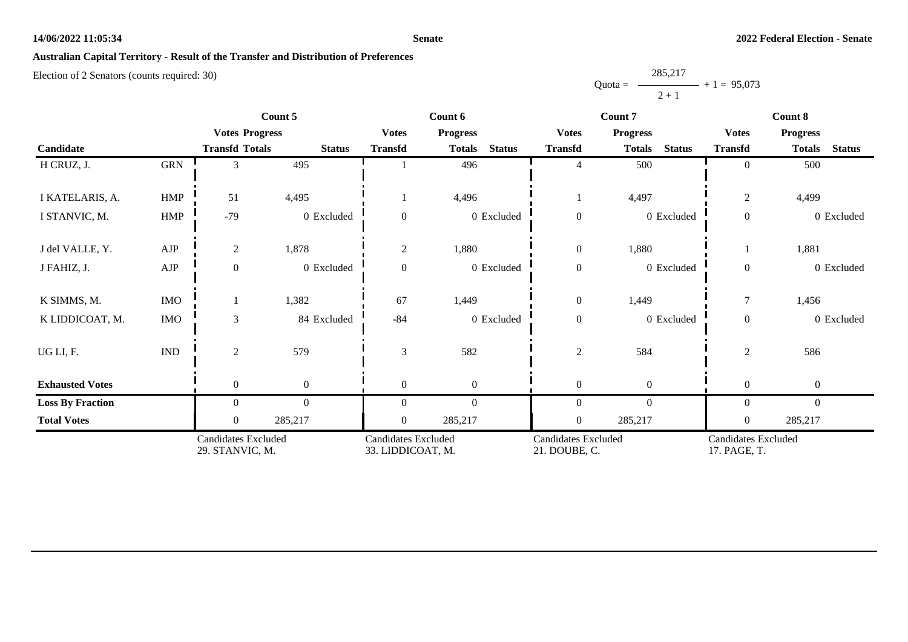**Australian Capital Territory - Result of the Transfer and Distribution of Preferences**

Election of 2 Senators (counts required: 30)

$$\text{Quota} = \frac{285{,}217}{2 + 1} + 1 = 95{,}073$$

| Candidate | | Count 5 | | | Count 6 | | | Count 7 | | | Count 8 | | |
|---|---|---|---|---|---|---|---|---|---|---|---|---|---|
| | | Votes Transfd | Progress Totals | Status | Votes Transfd | Progress Totals | Status | Votes Transfd | Progress Totals | Status | Votes Transfd | Progress Totals | Status |
| H CRUZ, J. | GRN | 3 | 495 | | 1 | 496 | | 4 | 500 | | 0 | 500 | |
| I KATELARIS, A. | HMP | 51 | 4,495 | | 1 | 4,496 | | 1 | 4,497 | | 2 | 4,499 | |
| I STANVIC, M. | HMP | -79 | 0 | Excluded | 0 | 0 | Excluded | 0 | 0 | Excluded | 0 | 0 | Excluded |
| J del VALLE, Y. | AJP | 2 | 1,878 | | 2 | 1,880 | | 0 | 1,880 | | 1 | 1,881 | |
| J FAHIZ, J. | AJP | 0 | 0 | Excluded | 0 | 0 | Excluded | 0 | 0 | Excluded | 0 | 0 | Excluded |
| K SIMMS, M. | IMO | 1 | 1,382 | | 67 | 1,449 | | 0 | 1,449 | | 7 | 1,456 | |
| K LIDDICOAT, M. | IMO | 3 | 84 | Excluded | -84 | 0 | Excluded | 0 | 0 | Excluded | 0 | 0 | Excluded |
| UG LI, F. | IND | 2 | 579 | | 3 | 582 | | 2 | 584 | | 2 | 586 | |
| **Exhausted Votes** | | 0 | 0 | | 0 | 0 | | 0 | 0 | | 0 | 0 | |
| **Loss By Fraction** | | 0 | 0 | | 0 | 0 | | 0 | 0 | | 0 | 0 | |
| **Total Votes** | | 0 | 285,217 | | 0 | 285,217 | | 0 | 285,217 | | 0 | 285,217 | |
| | | Candidates Excluded 29. STANVIC, M. | | | Candidates Excluded 33. LIDDICOAT, M. | | | Candidates Excluded 21. DOUBE, C. | | | Candidates Excluded 17. PAGE, T. | | |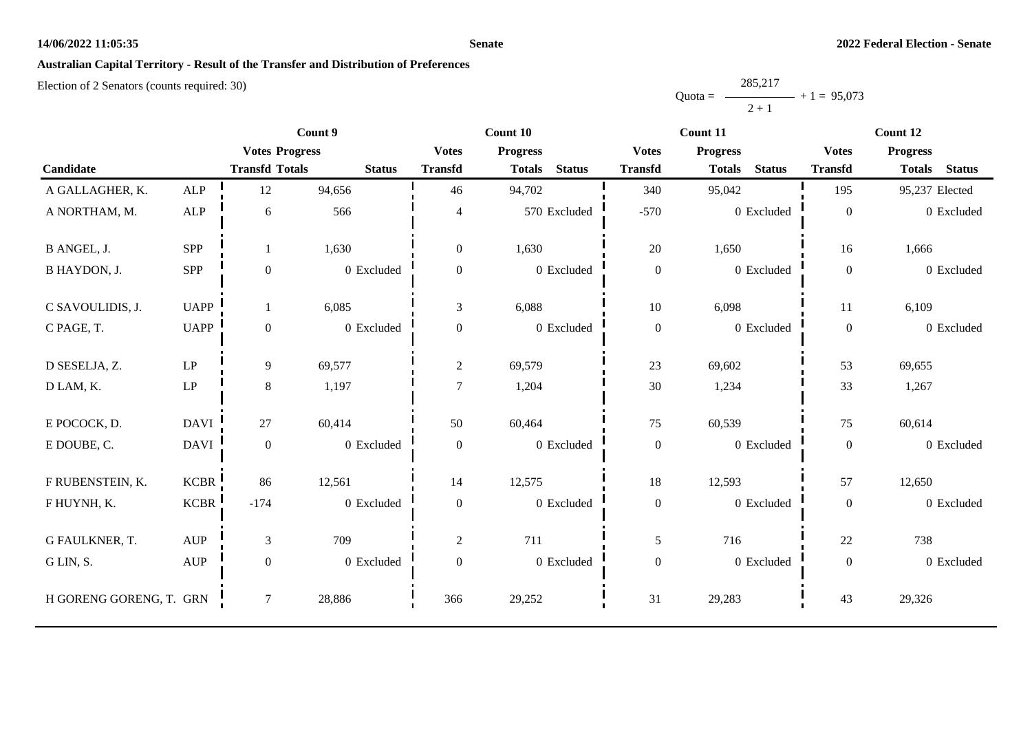**Australian Capital Territory - Result of the Transfer and Distribution of Preferences**

Election of 2 Senators (counts required: 30)

$$\text{Quota} = \frac{285{,}217}{2 + 1} + 1 = 95{,}073$$

| Candidate | | Count 9 | | | Count 10 | | | Count 11 | | | Count 12 | | |
|---|---|---|---|---|---|---|---|---|---|---|---|---|---|
| | | Votes Transfd | Progress Totals | Status | Votes Transfd | Progress Totals | Status | Votes Transfd | Progress Totals | Status | Votes Transfd | Progress Totals | Status |
| A GALLAGHER, K. | ALP | 12 | 94,656 | | 46 | 94,702 | | 340 | 95,042 | | 195 | 95,237 | Elected |
| A NORTHAM, M. | ALP | 6 | 566 | | 4 | 570 | Excluded | -570 | 0 | Excluded | 0 | 0 | Excluded |
| B ANGEL, J. | SPP | 1 | 1,630 | | 0 | 1,630 | | 20 | 1,650 | | 16 | 1,666 | |
| B HAYDON, J. | SPP | 0 | 0 | Excluded | 0 | 0 | Excluded | 0 | 0 | Excluded | 0 | 0 | Excluded |
| C SAVOULIDIS, J. | UAPP | 1 | 6,085 | | 3 | 6,088 | | 10 | 6,098 | | 11 | 6,109 | |
| C PAGE, T. | UAPP | 0 | 0 | Excluded | 0 | 0 | Excluded | 0 | 0 | Excluded | 0 | 0 | Excluded |
| D SESELJA, Z. | LP | 9 | 69,577 | | 2 | 69,579 | | 23 | 69,602 | | 53 | 69,655 | |
| D LAM, K. | LP | 8 | 1,197 | | 7 | 1,204 | | 30 | 1,234 | | 33 | 1,267 | |
| E POCOCK, D. | DAVI | 27 | 60,414 | | 50 | 60,464 | | 75 | 60,539 | | 75 | 60,614 | |
| E DOUBE, C. | DAVI | 0 | 0 | Excluded | 0 | 0 | Excluded | 0 | 0 | Excluded | 0 | 0 | Excluded |
| F RUBENSTEIN, K. | KCBR | 86 | 12,561 | | 14 | 12,575 | | 18 | 12,593 | | 57 | 12,650 | |
| F HUYNH, K. | KCBR | -174 | 0 | Excluded | 0 | 0 | Excluded | 0 | 0 | Excluded | 0 | 0 | Excluded |
| G FAULKNER, T. | AUP | 3 | 709 | | 2 | 711 | | 5 | 716 | | 22 | 738 | |
| G LIN, S. | AUP | 0 | 0 | Excluded | 0 | 0 | Excluded | 0 | 0 | Excluded | 0 | 0 | Excluded |
| H GORENG GORENG, T. | GRN | 7 | 28,886 | | 366 | 29,252 | | 31 | 29,283 | | 43 | 29,326 | |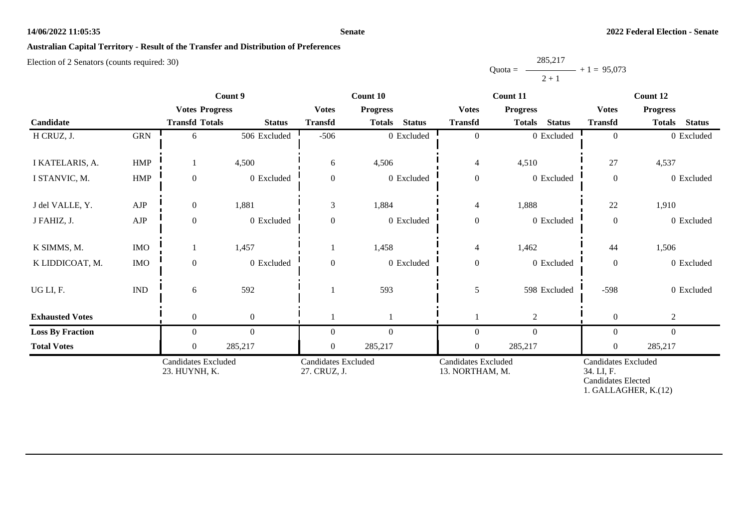## Australian Capital Territory - Result of the Transfer and Distribution of Preferences

Election of 2 Senators (counts required: 30)

$$\text{Quota} = \frac{285{,}217}{2 + 1} + 1 = 95{,}073$$

| Candidate | | Count 9 | | | Count 10 | | | Count 11 | | | Count 12 | | |
|---|---|---|---|---|---|---|---|---|---|---|---|---|---|
| | | Votes Transfd | Progress Totals | Status | Votes Transfd | Progress Totals | Status | Votes Transfd | Progress Totals | Status | Votes Transfd | Progress Totals | Status |
| H CRUZ, J. | GRN | 6 | 506 | Excluded | -506 | 0 | Excluded | 0 | 0 | Excluded | 0 | 0 | Excluded |
| I KATELARIS, A. | HMP | 1 | 4,500 | | 6 | 4,506 | | 4 | 4,510 | | 27 | 4,537 | |
| I STANVIC, M. | HMP | 0 | 0 | Excluded | 0 | 0 | Excluded | 0 | 0 | Excluded | 0 | 0 | Excluded |
| J del VALLE, Y. | AJP | 0 | 1,881 | | 3 | 1,884 | | 4 | 1,888 | | 22 | 1,910 | |
| J FAHIZ, J. | AJP | 0 | 0 | Excluded | 0 | 0 | Excluded | 0 | 0 | Excluded | 0 | 0 | Excluded |
| K SIMMS, M. | IMO | 1 | 1,457 | | 1 | 1,458 | | 4 | 1,462 | | 44 | 1,506 | |
| K LIDDICOAT, M. | IMO | 0 | 0 | Excluded | 0 | 0 | Excluded | 0 | 0 | Excluded | 0 | 0 | Excluded |
| UG LI, F. | IND | 6 | 592 | | 1 | 593 | | 5 | 598 | Excluded | -598 | 0 | Excluded |
| **Exhausted Votes** | | 0 | 0 | | 1 | 1 | | 1 | 2 | | 0 | 2 | |
| **Loss By Fraction** | | 0 | 0 | | 0 | 0 | | 0 | 0 | | 0 | 0 | |
| **Total Votes** | | 0 | 285,217 | | 0 | 285,217 | | 0 | 285,217 | | 0 | 285,217 | |
| | | Candidates Excluded 23. HUYNH, K. | | | Candidates Excluded 27. CRUZ, J. | | | Candidates Excluded 13. NORTHAM, M. | | | Candidates Excluded 34. LI, F. Candidates Elected 1. GALLAGHER, K.(12) | | |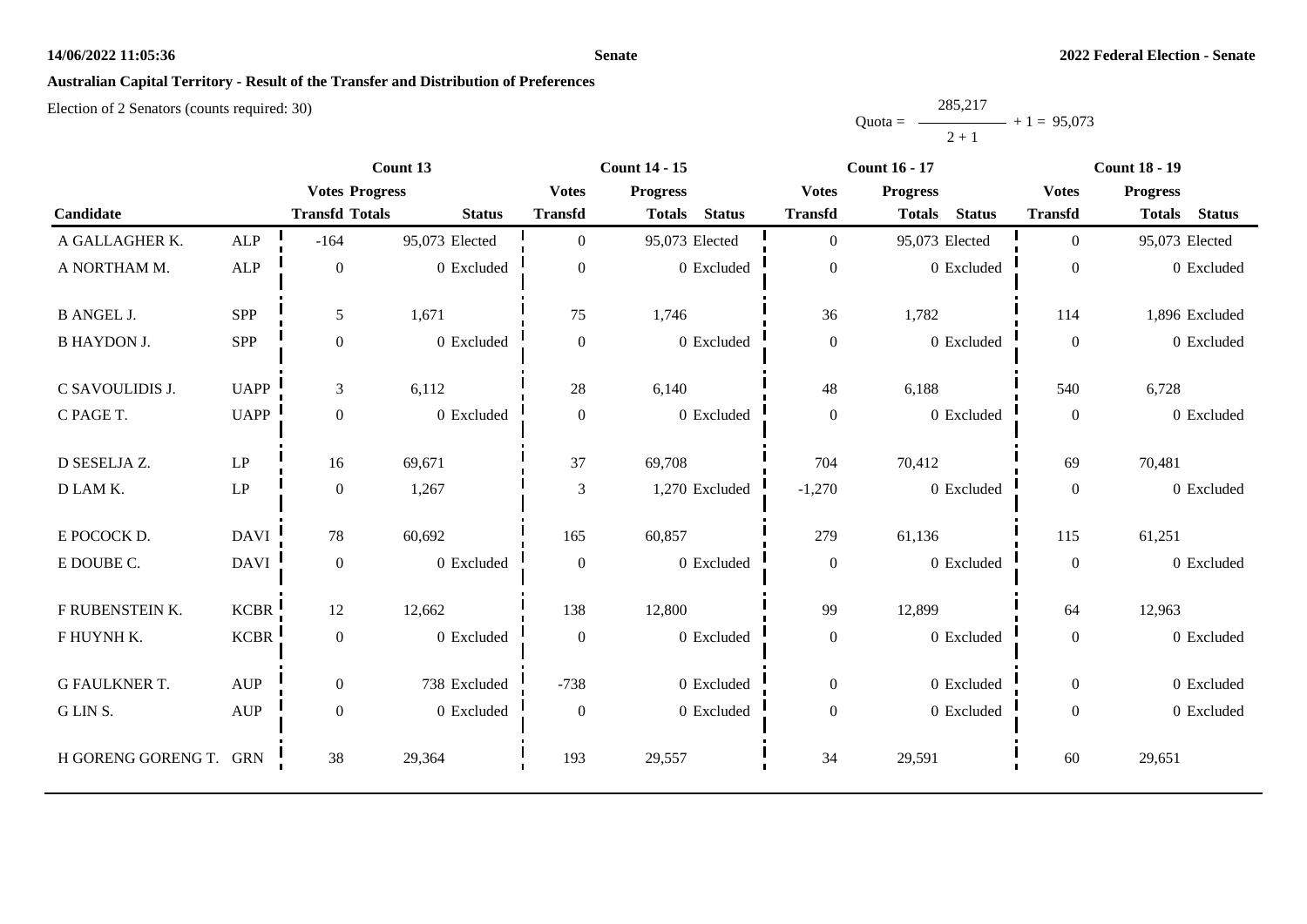# Australian Capital Territory - Result of the Transfer and Distribution of Preferences

Election of 2 Senators (counts required: 30)

$$\text{Quota} = \frac{285{,}217}{2 + 1} + 1 = 95{,}073$$

| Candidate | | Count 13 | | | Count 14 - 15 | | | Count 16 - 17 | | | Count 18 - 19 | | |
|---|---|---|---|---|---|---|---|---|---|---|---|---|---|
| | | Votes Transfd | Progress Totals | Status | Votes Transfd | Progress Totals | Status | Votes Transfd | Progress Totals | Status | Votes Transfd | Progress Totals | Status |
| A GALLAGHER K. | ALP | -164 | 95,073 | Elected | 0 | 95,073 | Elected | 0 | 95,073 | Elected | 0 | 95,073 | Elected |
| A NORTHAM M. | ALP | 0 | 0 | Excluded | 0 | 0 | Excluded | 0 | 0 | Excluded | 0 | 0 | Excluded |
| B ANGEL J. | SPP | 5 | 1,671 | | 75 | 1,746 | | 36 | 1,782 | | 114 | 1,896 | Excluded |
| B HAYDON J. | SPP | 0 | 0 | Excluded | 0 | 0 | Excluded | 0 | 0 | Excluded | 0 | 0 | Excluded |
| C SAVOULIDIS J. | UAPP | 3 | 6,112 | | 28 | 6,140 | | 48 | 6,188 | | 540 | 6,728 | |
| C PAGE T. | UAPP | 0 | 0 | Excluded | 0 | 0 | Excluded | 0 | 0 | Excluded | 0 | 0 | Excluded |
| D SESELJA Z. | LP | 16 | 69,671 | | 37 | 69,708 | | 704 | 70,412 | | 69 | 70,481 | |
| D LAM K. | LP | 0 | 1,267 | | 3 | 1,270 | Excluded | -1,270 | 0 | Excluded | 0 | 0 | Excluded |
| E POCOCK D. | DAVI | 78 | 60,692 | | 165 | 60,857 | | 279 | 61,136 | | 115 | 61,251 | |
| E DOUBE C. | DAVI | 0 | 0 | Excluded | 0 | 0 | Excluded | 0 | 0 | Excluded | 0 | 0 | Excluded |
| F RUBENSTEIN K. | KCBR | 12 | 12,662 | | 138 | 12,800 | | 99 | 12,899 | | 64 | 12,963 | |
| F HUYNH K. | KCBR | 0 | 0 | Excluded | 0 | 0 | Excluded | 0 | 0 | Excluded | 0 | 0 | Excluded |
| G FAULKNER T. | AUP | 0 | 738 | Excluded | -738 | 0 | Excluded | 0 | 0 | Excluded | 0 | 0 | Excluded |
| G LIN S. | AUP | 0 | 0 | Excluded | 0 | 0 | Excluded | 0 | 0 | Excluded | 0 | 0 | Excluded |
| H GORENG GORENG T. | GRN | 38 | 29,364 | | 193 | 29,557 | | 34 | 29,591 | | 60 | 29,651 | |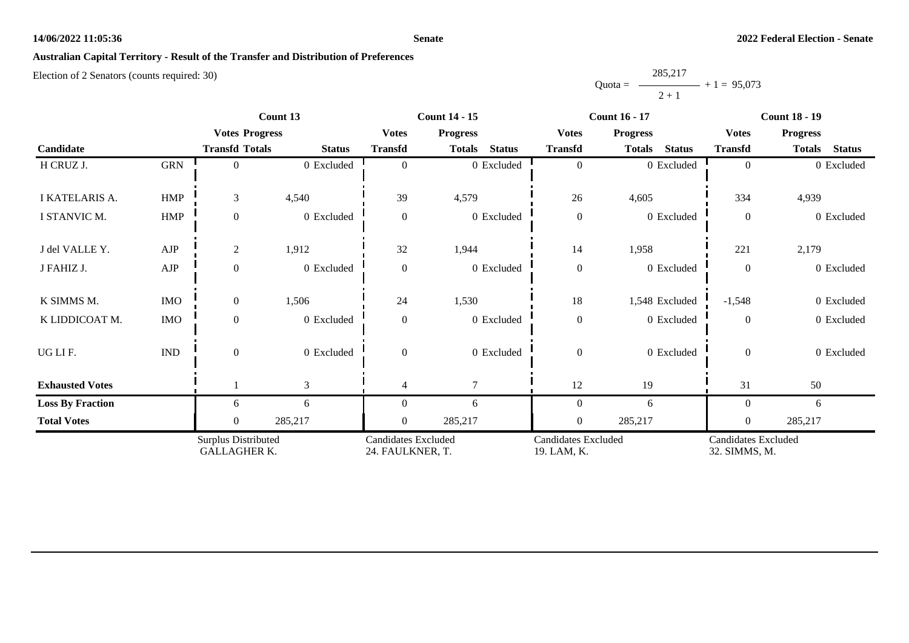## Australian Capital Territory - Result of the Transfer and Distribution of Preferences

Election of 2 Senators (counts required: 30)

Quota = 285,217 / (2 + 1) + 1 = 95,073

| Candidate | | Count 13 | | | Count 14 - 15 | | | Count 16 - 17 | | | Count 18 - 19 | | |
|---|---|---|---|---|---|---|---|---|---|---|---|---|---|
| | | Votes Transfd | Progress Totals | Status | Votes Transfd | Progress Totals | Status | Votes Transfd | Progress Totals | Status | Votes Transfd | Progress Totals | Status |
| H CRUZ J. | GRN | 0 | 0 | Excluded | 0 | 0 | Excluded | 0 | 0 | Excluded | 0 | 0 | Excluded |
| I KATELARIS A. | HMP | 3 | 4,540 | | 39 | 4,579 | | 26 | 4,605 | | 334 | 4,939 | |
| I STANVIC M. | HMP | 0 | 0 | Excluded | 0 | 0 | Excluded | 0 | 0 | Excluded | 0 | 0 | Excluded |
| J del VALLE Y. | AJP | 2 | 1,912 | | 32 | 1,944 | | 14 | 1,958 | | 221 | 2,179 | |
| J FAHIZ J. | AJP | 0 | 0 | Excluded | 0 | 0 | Excluded | 0 | 0 | Excluded | 0 | 0 | Excluded |
| K SIMMS M. | IMO | 0 | 1,506 | | 24 | 1,530 | | 18 | 1,548 | Excluded | -1,548 | 0 | Excluded |
| K LIDDICOAT M. | IMO | 0 | 0 | Excluded | 0 | 0 | Excluded | 0 | 0 | Excluded | 0 | 0 | Excluded |
| UG LI F. | IND | 0 | 0 | Excluded | 0 | 0 | Excluded | 0 | 0 | Excluded | 0 | 0 | Excluded |
| **Exhausted Votes** | | 1 | 3 | | 4 | 7 | | 12 | 19 | | 31 | 50 | |
| **Loss By Fraction** | | 6 | 6 | | 0 | 6 | | 0 | 6 | | 0 | 6 | |
| **Total Votes** | | 0 | 285,217 | | 0 | 285,217 | | 0 | 285,217 | | 0 | 285,217 | |
| | | Surplus Distributed GALLAGHER K. | | | Candidates Excluded 24. FAULKNER, T. | | | Candidates Excluded 19. LAM, K. | | | Candidates Excluded 32. SIMMS, M. | | |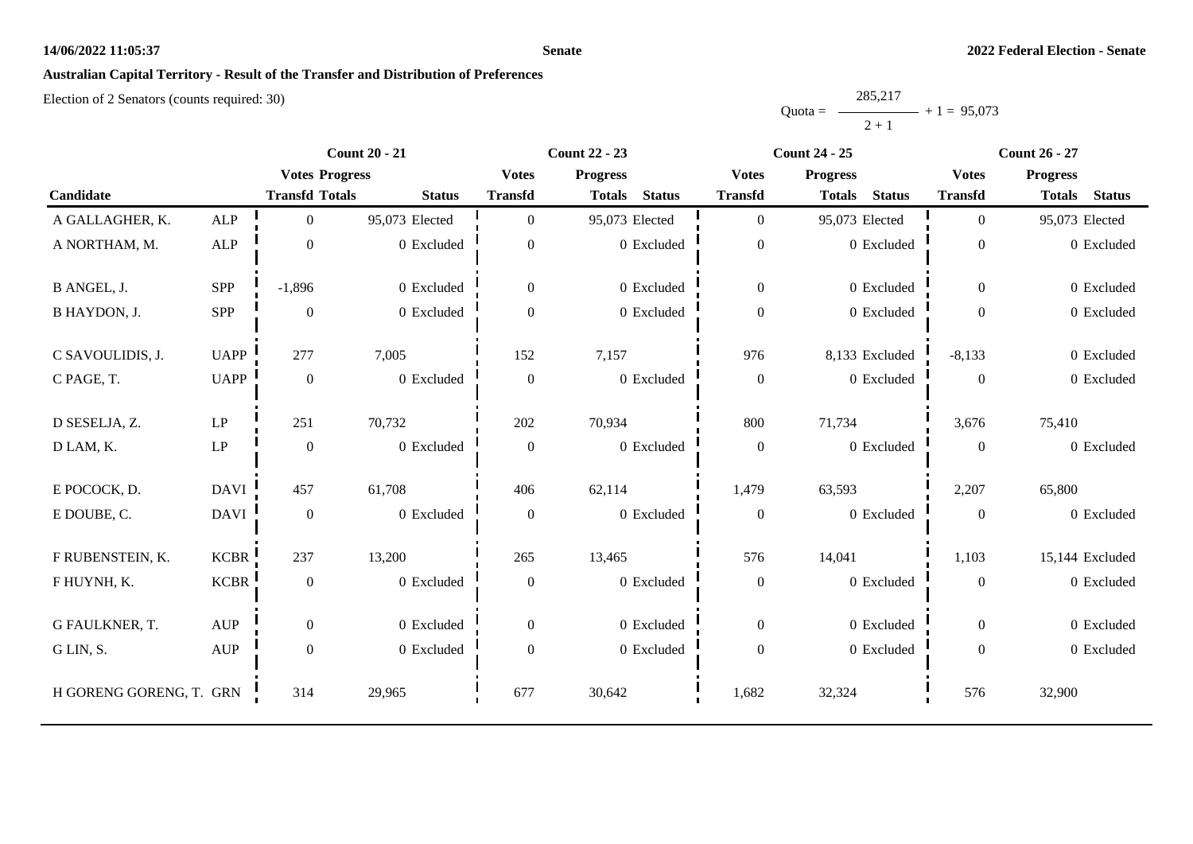## Australian Capital Territory - Result of the Transfer and Distribution of Preferences

Election of 2 Senators (counts required: 30)

$$\text{Quota} = \frac{285{,}217}{2 + 1} + 1 = 95{,}073$$

| | | Count 20 - 21 | | | Count 22 - 23 | | | Count 24 - 25 | | | Count 26 - 27 | | |
|---|---|---|---|---|---|---|---|---|---|---|---|---|---|
| | | Votes | Progress | | Votes | Progress | | Votes | Progress | | Votes | Progress | |
| Candidate | | Transfd | Totals | Status | Transfd | Totals | Status | Transfd | Totals | Status | Transfd | Totals | Status |
| A GALLAGHER, K. | ALP | 0 | 95,073 | Elected | 0 | 95,073 | Elected | 0 | 95,073 | Elected | 0 | 95,073 | Elected |
| A NORTHAM, M. | ALP | 0 | 0 | Excluded | 0 | 0 | Excluded | 0 | 0 | Excluded | 0 | 0 | Excluded |
| B ANGEL, J. | SPP | -1,896 | 0 | Excluded | 0 | 0 | Excluded | 0 | 0 | Excluded | 0 | 0 | Excluded |
| B HAYDON, J. | SPP | 0 | 0 | Excluded | 0 | 0 | Excluded | 0 | 0 | Excluded | 0 | 0 | Excluded |
| C SAVOULIDIS, J. | UAPP | 277 | 7,005 | | 152 | 7,157 | | 976 | 8,133 | Excluded | -8,133 | 0 | Excluded |
| C PAGE, T. | UAPP | 0 | 0 | Excluded | 0 | 0 | Excluded | 0 | 0 | Excluded | 0 | 0 | Excluded |
| D SESELJA, Z. | LP | 251 | 70,732 | | 202 | 70,934 | | 800 | 71,734 | | 3,676 | 75,410 | |
| D LAM, K. | LP | 0 | 0 | Excluded | 0 | 0 | Excluded | 0 | 0 | Excluded | 0 | 0 | Excluded |
| E POCOCK, D. | DAVI | 457 | 61,708 | | 406 | 62,114 | | 1,479 | 63,593 | | 2,207 | 65,800 | |
| E DOUBE, C. | DAVI | 0 | 0 | Excluded | 0 | 0 | Excluded | 0 | 0 | Excluded | 0 | 0 | Excluded |
| F RUBENSTEIN, K. | KCBR | 237 | 13,200 | | 265 | 13,465 | | 576 | 14,041 | | 1,103 | 15,144 | Excluded |
| F HUYNH, K. | KCBR | 0 | 0 | Excluded | 0 | 0 | Excluded | 0 | 0 | Excluded | 0 | 0 | Excluded |
| G FAULKNER, T. | AUP | 0 | 0 | Excluded | 0 | 0 | Excluded | 0 | 0 | Excluded | 0 | 0 | Excluded |
| G LIN, S. | AUP | 0 | 0 | Excluded | 0 | 0 | Excluded | 0 | 0 | Excluded | 0 | 0 | Excluded |
| H GORENG GORENG, T. | GRN | 314 | 29,965 | | 677 | 30,642 | | 1,682 | 32,324 | | 576 | 32,900 | |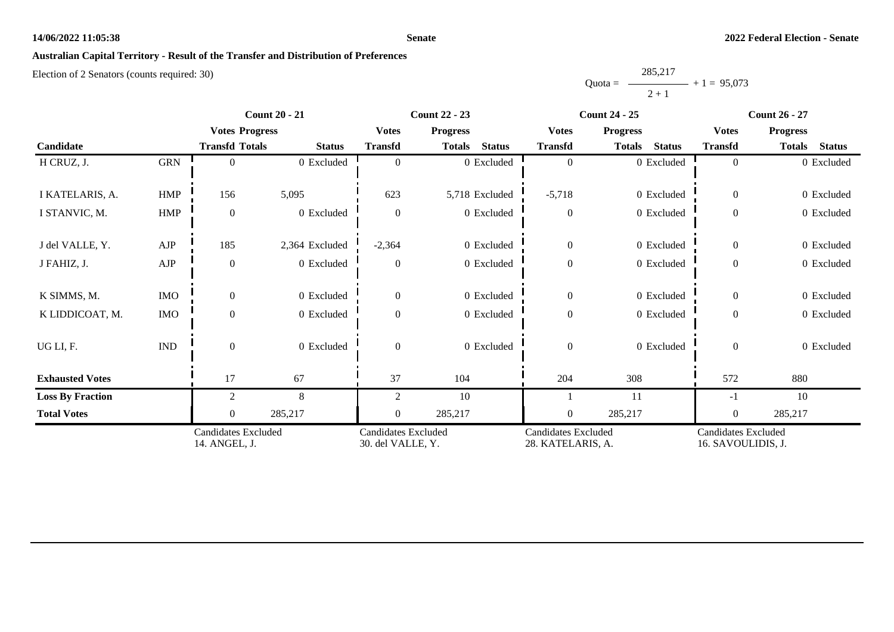## Australian Capital Territory - Result of the Transfer and Distribution of Preferences

Election of 2 Senators (counts required: 30)

$$\text{Quota} = \frac{285{,}217}{2 + 1} + 1 = 95{,}073$$

| | | Count 20 - 21 | | | Count 22 - 23 | | | Count 24 - 25 | | | Count 26 - 27 | | |
|---|---|---|---|---|---|---|---|---|---|---|---|---|---|
| | | Votes | Progress | | Votes | Progress | | Votes | Progress | | Votes | Progress | |
| Candidate | | Transfd | Totals | Status | Transfd | Totals | Status | Transfd | Totals | Status | Transfd | Totals | Status |
| H CRUZ, J. | GRN | 0 | 0 | Excluded | 0 | 0 | Excluded | 0 | 0 | Excluded | 0 | 0 | Excluded |
| I KATELARIS, A. | HMP | 156 | 5,095 | | 623 | 5,718 | Excluded | -5,718 | 0 | Excluded | 0 | 0 | Excluded |
| I STANVIC, M. | HMP | 0 | 0 | Excluded | 0 | 0 | Excluded | 0 | 0 | Excluded | 0 | 0 | Excluded |
| J del VALLE, Y. | AJP | 185 | 2,364 | Excluded | -2,364 | 0 | Excluded | 0 | 0 | Excluded | 0 | 0 | Excluded |
| J FAHIZ, J. | AJP | 0 | 0 | Excluded | 0 | 0 | Excluded | 0 | 0 | Excluded | 0 | 0 | Excluded |
| K SIMMS, M. | IMO | 0 | 0 | Excluded | 0 | 0 | Excluded | 0 | 0 | Excluded | 0 | 0 | Excluded |
| K LIDDICOAT, M. | IMO | 0 | 0 | Excluded | 0 | 0 | Excluded | 0 | 0 | Excluded | 0 | 0 | Excluded |
| UG LI, F. | IND | 0 | 0 | Excluded | 0 | 0 | Excluded | 0 | 0 | Excluded | 0 | 0 | Excluded |
| **Exhausted Votes** | | 17 | 67 | | 37 | 104 | | 204 | 308 | | 572 | 880 | |
| **Loss By Fraction** | | 2 | 8 | | 2 | 10 | | 1 | 11 | | -1 | 10 | |
| **Total Votes** | | 0 | 285,217 | | 0 | 285,217 | | 0 | 285,217 | | 0 | 285,217 | |
| | | Candidates Excluded 14. ANGEL, J. | | | Candidates Excluded 30. del VALLE, Y. | | | Candidates Excluded 28. KATELARIS, A. | | | Candidates Excluded 16. SAVOULIDIS, J. | | |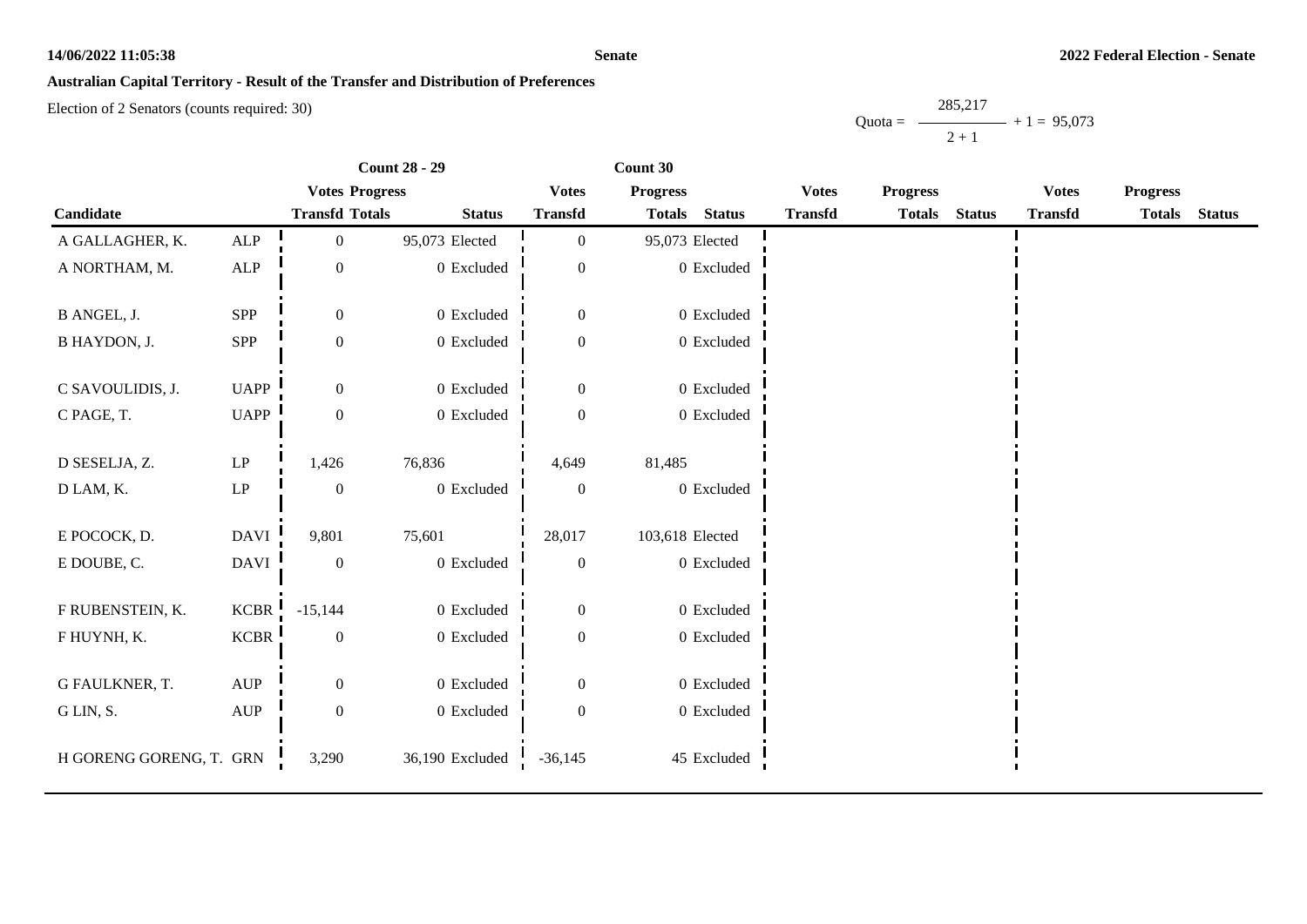# Australian Capital Territory - Result of the Transfer and Distribution of Preferences

Election of 2 Senators (counts required: 30)

$$\text{Quota} = \frac{285{,}217}{2 + 1} + 1 = 95{,}073$$

| | | Count 28 - 29 | | | Count 30 | | | | | | | | |
|---|---|---|---|---|---|---|---|---|---|---|---|---|---|
| | | Votes | Progress | | Votes | Progress | | Votes | Progress | | Votes | Progress | |
| Candidate | | Transfd | Totals | Status | Transfd | Totals | Status | Transfd | Totals | Status | Transfd | Totals | Status |
| A GALLAGHER, K. | ALP | 0 | 95,073 | Elected | 0 | 95,073 | Elected | | | | | | |
| A NORTHAM, M. | ALP | 0 | 0 | Excluded | 0 | 0 | Excluded | | | | | | |
| B ANGEL, J. | SPP | 0 | 0 | Excluded | 0 | 0 | Excluded | | | | | | |
| B HAYDON, J. | SPP | 0 | 0 | Excluded | 0 | 0 | Excluded | | | | | | |
| C SAVOULIDIS, J. | UAPP | 0 | 0 | Excluded | 0 | 0 | Excluded | | | | | | |
| C PAGE, T. | UAPP | 0 | 0 | Excluded | 0 | 0 | Excluded | | | | | | |
| D SESELJA, Z. | LP | 1,426 | 76,836 | | 4,649 | 81,485 | | | | | | | |
| D LAM, K. | LP | 0 | 0 | Excluded | 0 | 0 | Excluded | | | | | | |
| E POCOCK, D. | DAVI | 9,801 | 75,601 | | 28,017 | 103,618 | Elected | | | | | | |
| E DOUBE, C. | DAVI | 0 | 0 | Excluded | 0 | 0 | Excluded | | | | | | |
| F RUBENSTEIN, K. | KCBR | -15,144 | 0 | Excluded | 0 | 0 | Excluded | | | | | | |
| F HUYNH, K. | KCBR | 0 | 0 | Excluded | 0 | 0 | Excluded | | | | | | |
| G FAULKNER, T. | AUP | 0 | 0 | Excluded | 0 | 0 | Excluded | | | | | | |
| G LIN, S. | AUP | 0 | 0 | Excluded | 0 | 0 | Excluded | | | | | | |
| H GORENG GORENG, T. | GRN | 3,290 | 36,190 | Excluded | -36,145 | 45 | Excluded | | | | | | |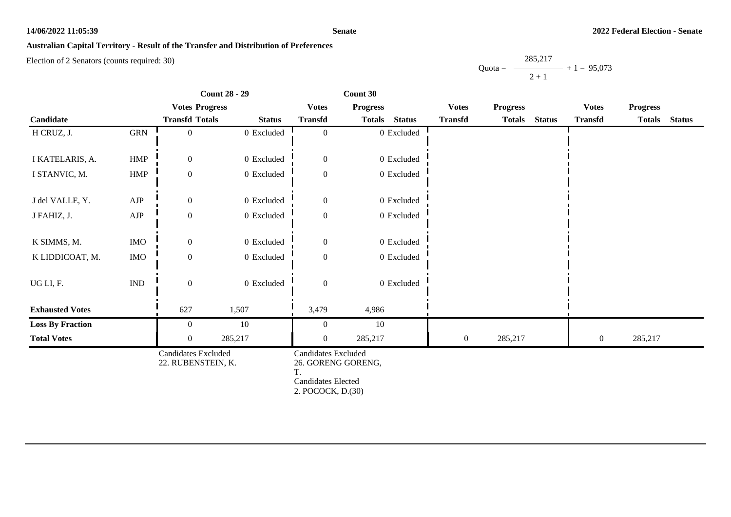**Australian Capital Territory - Result of the Transfer and Distribution of Preferences**

Election of 2 Senators (counts required: 30)

$$\text{Quota} = \frac{285,217}{2+1} + 1 = 95,073$$

| | | Count 28 - 29 | | | Count 30 | | | | | | | | |
|---|---|---|---|---|---|---|---|---|---|---|---|---|---|
| | | Votes | Progress | | Votes | Progress | | Votes | Progress | | Votes | Progress | |
| Candidate | | Transfd | Totals | Status | Transfd | Totals | Status | Transfd | Totals | Status | Transfd | Totals | Status |
| H CRUZ, J. | GRN | 0 | 0 | Excluded | 0 | 0 | Excluded | | | | | | |
| I KATELARIS, A. | HMP | 0 | 0 | Excluded | 0 | 0 | Excluded | | | | | | |
| I STANVIC, M. | HMP | 0 | 0 | Excluded | 0 | 0 | Excluded | | | | | | |
| J del VALLE, Y. | AJP | 0 | 0 | Excluded | 0 | 0 | Excluded | | | | | | |
| J FAHIZ, J. | AJP | 0 | 0 | Excluded | 0 | 0 | Excluded | | | | | | |
| K SIMMS, M. | IMO | 0 | 0 | Excluded | 0 | 0 | Excluded | | | | | | |
| K LIDDICOAT, M. | IMO | 0 | 0 | Excluded | 0 | 0 | Excluded | | | | | | |
| UG LI, F. | IND | 0 | 0 | Excluded | 0 | 0 | Excluded | | | | | | |
| **Exhausted Votes** | | 627 | 1,507 | | 3,479 | 4,986 | | | | | | | |
| **Loss By Fraction** | | 0 | 10 | | 0 | 10 | | | | | | | |
| **Total Votes** | | 0 | 285,217 | | 0 | 285,217 | | 0 | 285,217 | | 0 | 285,217 | |

Count 28 - 29:
Candidates Excluded
22. RUBENSTEIN, K.

Count 30:
Candidates Excluded
26. GORENG GORENG, T.
Candidates Elected
2. POCOCK, D.(30)